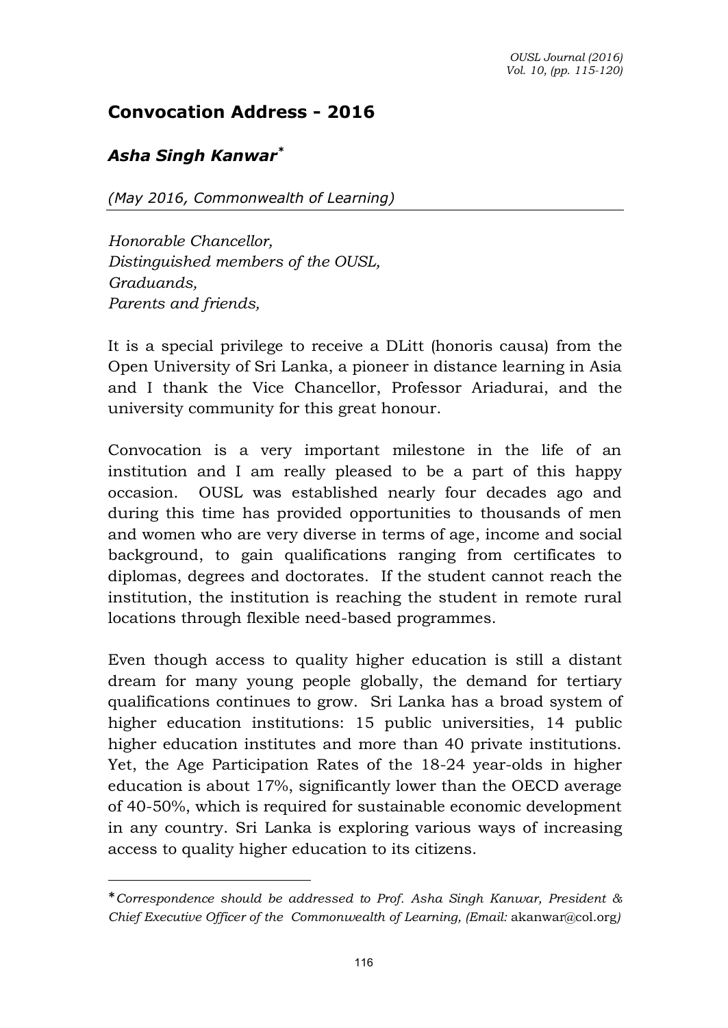# Convocation Address - 2016

## *Asha Singh Kanwar*[*]

*(May 2016, Commonwealth of Learning)*

*Honorable Chancellor,*
*Distinguished members of the OUSL,*
*Graduands,*
*Parents and friends,*

It is a special privilege to receive a DLitt (honoris causa) from the Open University of Sri Lanka, a pioneer in distance learning in Asia and I thank the Vice Chancellor, Professor Ariadurai, and the university community for this great honour.

Convocation is a very important milestone in the life of an institution and I am really pleased to be a part of this happy occasion. OUSL was established nearly four decades ago and during this time has provided opportunities to thousands of men and women who are very diverse in terms of age, income and social background, to gain qualifications ranging from certificates to diplomas, degrees and doctorates. If the student cannot reach the institution, the institution is reaching the student in remote rural locations through flexible need-based programmes.

Even though access to quality higher education is still a distant dream for many young people globally, the demand for tertiary qualifications continues to grow. Sri Lanka has a broad system of higher education institutions: 15 public universities, 14 public higher education institutes and more than 40 private institutions. Yet, the Age Participation Rates of the 18-24 year-olds in higher education is about 17%, significantly lower than the OECD average of 40-50%, which is required for sustainable economic development in any country. Sri Lanka is exploring various ways of increasing access to quality higher education to its citizens.

---

[*] *Correspondence should be addressed to Prof. Asha Singh Kanwar, President & Chief Executive Officer of the Commonwealth of Learning, (Email:* akanwar@col.org*)*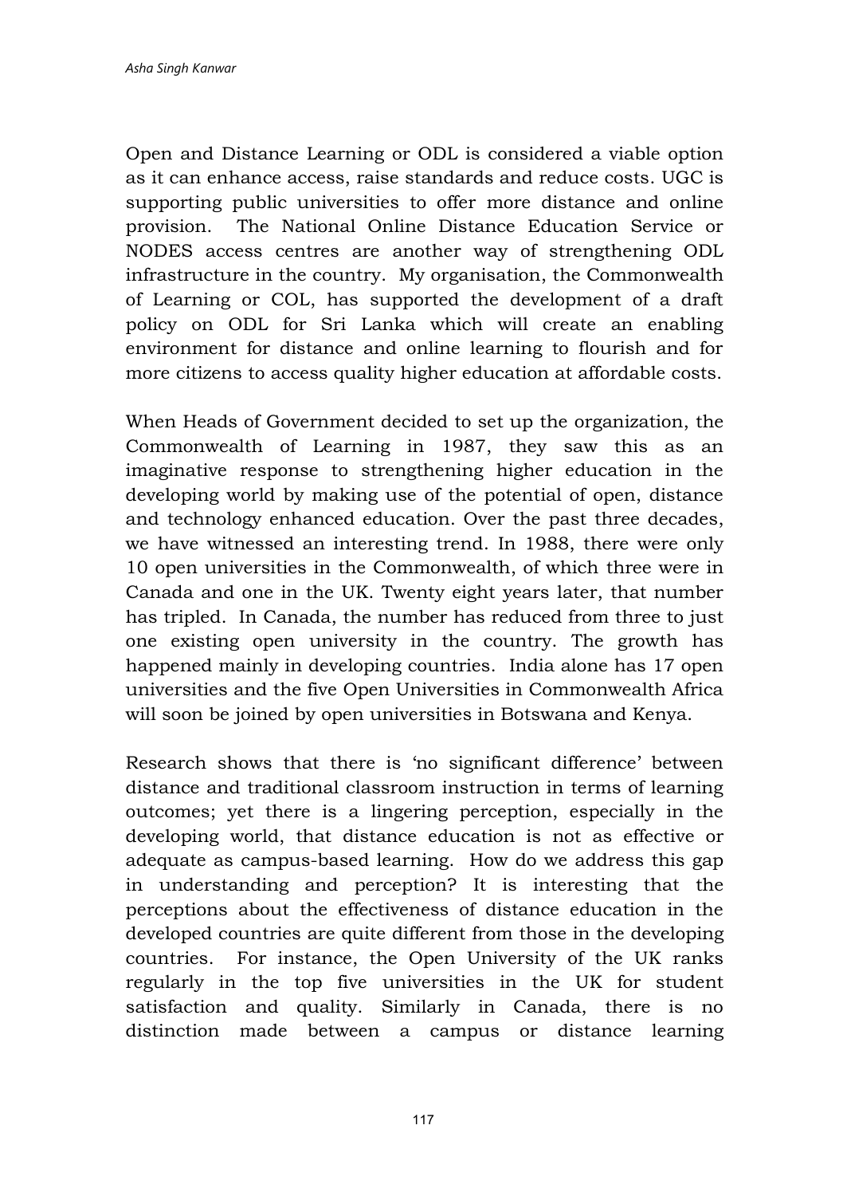Open and Distance Learning or ODL is considered a viable option as it can enhance access, raise standards and reduce costs. UGC is supporting public universities to offer more distance and online provision. The National Online Distance Education Service or NODES access centres are another way of strengthening ODL infrastructure in the country. My organisation, the Commonwealth of Learning or COL, has supported the development of a draft policy on ODL for Sri Lanka which will create an enabling environment for distance and online learning to flourish and for more citizens to access quality higher education at affordable costs.

When Heads of Government decided to set up the organization, the Commonwealth of Learning in 1987, they saw this as an imaginative response to strengthening higher education in the developing world by making use of the potential of open, distance and technology enhanced education. Over the past three decades, we have witnessed an interesting trend. In 1988, there were only 10 open universities in the Commonwealth, of which three were in Canada and one in the UK. Twenty eight years later, that number has tripled. In Canada, the number has reduced from three to just one existing open university in the country. The growth has happened mainly in developing countries. India alone has 17 open universities and the five Open Universities in Commonwealth Africa will soon be joined by open universities in Botswana and Kenya.

Research shows that there is 'no significant difference' between distance and traditional classroom instruction in terms of learning outcomes; yet there is a lingering perception, especially in the developing world, that distance education is not as effective or adequate as campus-based learning. How do we address this gap in understanding and perception? It is interesting that the perceptions about the effectiveness of distance education in the developed countries are quite different from those in the developing countries. For instance, the Open University of the UK ranks regularly in the top five universities in the UK for student satisfaction and quality. Similarly in Canada, there is no distinction made between a campus or distance learning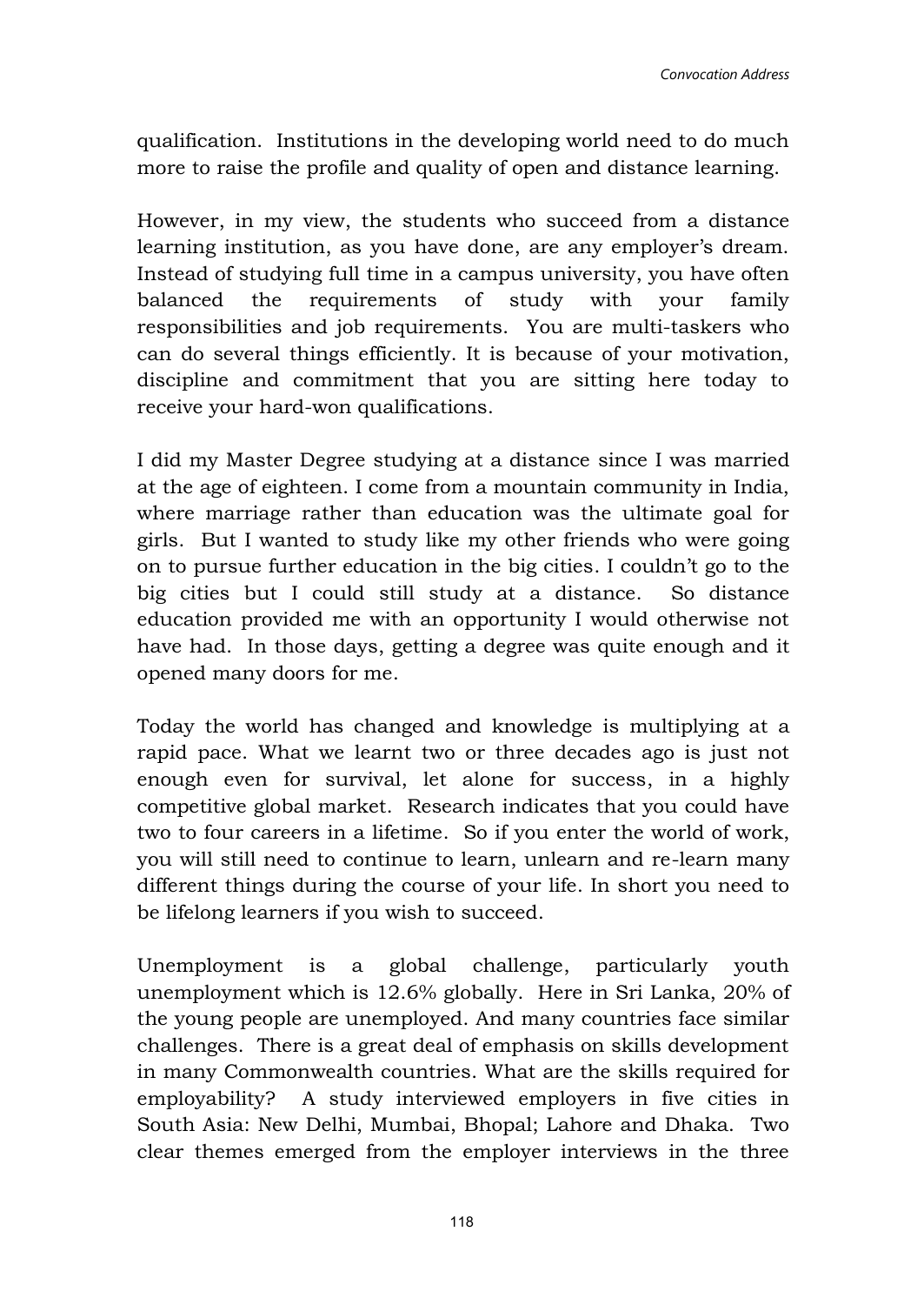qualification. Institutions in the developing world need to do much more to raise the profile and quality of open and distance learning.

However, in my view, the students who succeed from a distance learning institution, as you have done, are any employer's dream. Instead of studying full time in a campus university, you have often balanced the requirements of study with your family responsibilities and job requirements. You are multi-taskers who can do several things efficiently. It is because of your motivation, discipline and commitment that you are sitting here today to receive your hard-won qualifications.

I did my Master Degree studying at a distance since I was married at the age of eighteen. I come from a mountain community in India, where marriage rather than education was the ultimate goal for girls. But I wanted to study like my other friends who were going on to pursue further education in the big cities. I couldn't go to the big cities but I could still study at a distance. So distance education provided me with an opportunity I would otherwise not have had. In those days, getting a degree was quite enough and it opened many doors for me.

Today the world has changed and knowledge is multiplying at a rapid pace. What we learnt two or three decades ago is just not enough even for survival, let alone for success, in a highly competitive global market. Research indicates that you could have two to four careers in a lifetime. So if you enter the world of work, you will still need to continue to learn, unlearn and re-learn many different things during the course of your life. In short you need to be lifelong learners if you wish to succeed.

Unemployment is a global challenge, particularly youth unemployment which is 12.6% globally. Here in Sri Lanka, 20% of the young people are unemployed. And many countries face similar challenges. There is a great deal of emphasis on skills development in many Commonwealth countries. What are the skills required for employability? A study interviewed employers in five cities in South Asia: New Delhi, Mumbai, Bhopal; Lahore and Dhaka. Two clear themes emerged from the employer interviews in the three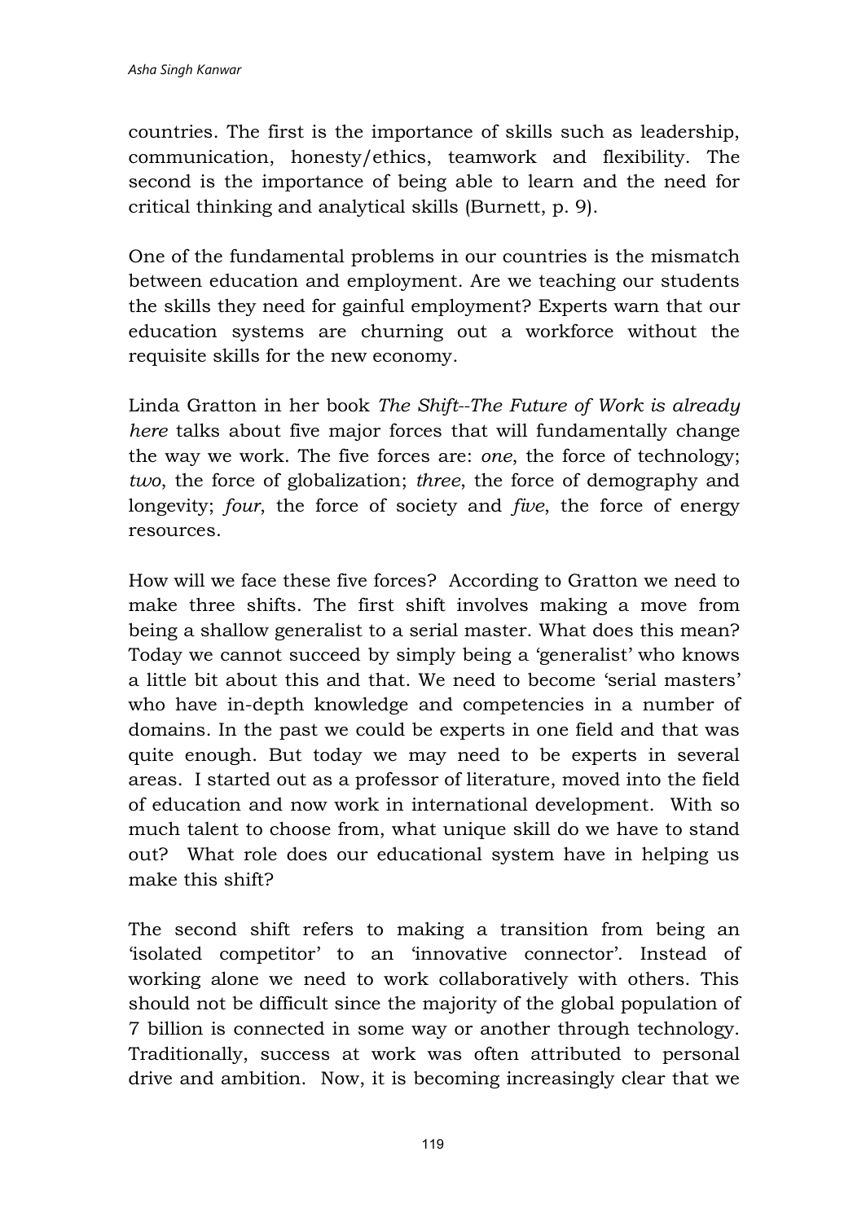countries. The first is the importance of skills such as leadership, communication, honesty/ethics, teamwork and flexibility. The second is the importance of being able to learn and the need for critical thinking and analytical skills (Burnett, p. 9).

One of the fundamental problems in our countries is the mismatch between education and employment. Are we teaching our students the skills they need for gainful employment? Experts warn that our education systems are churning out a workforce without the requisite skills for the new economy.

Linda Gratton in her book *The Shift--The Future of Work is already here* talks about five major forces that will fundamentally change the way we work. The five forces are: *one*, the force of technology; *two*, the force of globalization; *three*, the force of demography and longevity; *four*, the force of society and *five*, the force of energy resources.

How will we face these five forces? According to Gratton we need to make three shifts. The first shift involves making a move from being a shallow generalist to a serial master. What does this mean? Today we cannot succeed by simply being a 'generalist' who knows a little bit about this and that. We need to become 'serial masters' who have in-depth knowledge and competencies in a number of domains. In the past we could be experts in one field and that was quite enough. But today we may need to be experts in several areas. I started out as a professor of literature, moved into the field of education and now work in international development. With so much talent to choose from, what unique skill do we have to stand out? What role does our educational system have in helping us make this shift?

The second shift refers to making a transition from being an 'isolated competitor' to an 'innovative connector'. Instead of working alone we need to work collaboratively with others. This should not be difficult since the majority of the global population of 7 billion is connected in some way or another through technology. Traditionally, success at work was often attributed to personal drive and ambition. Now, it is becoming increasingly clear that we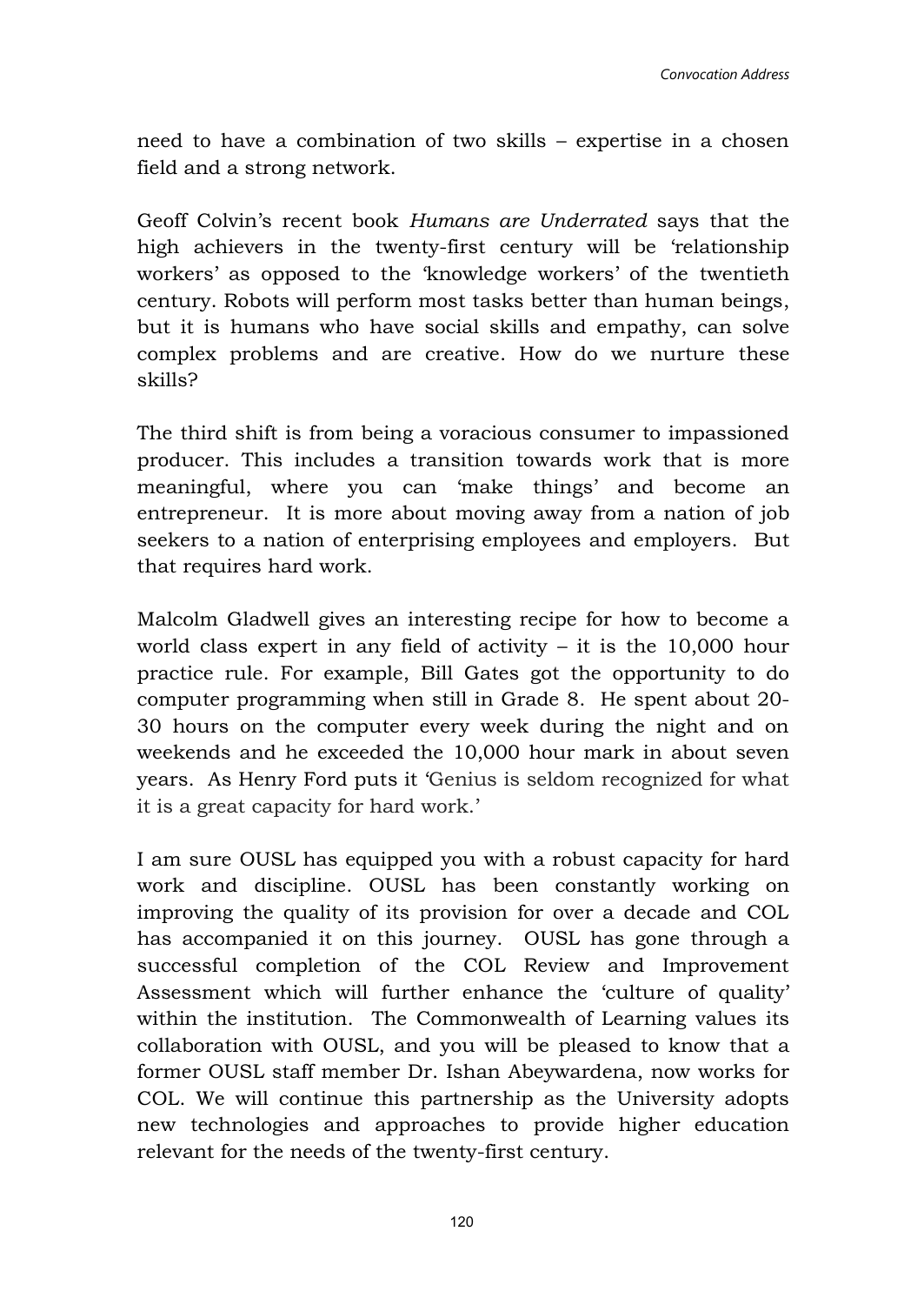need to have a combination of two skills – expertise in a chosen field and a strong network.

Geoff Colvin's recent book *Humans are Underrated* says that the high achievers in the twenty-first century will be 'relationship workers' as opposed to the 'knowledge workers' of the twentieth century. Robots will perform most tasks better than human beings, but it is humans who have social skills and empathy, can solve complex problems and are creative. How do we nurture these skills?

The third shift is from being a voracious consumer to impassioned producer. This includes a transition towards work that is more meaningful, where you can 'make things' and become an entrepreneur. It is more about moving away from a nation of job seekers to a nation of enterprising employees and employers. But that requires hard work.

Malcolm Gladwell gives an interesting recipe for how to become a world class expert in any field of activity – it is the 10,000 hour practice rule. For example, Bill Gates got the opportunity to do computer programming when still in Grade 8. He spent about 20-30 hours on the computer every week during the night and on weekends and he exceeded the 10,000 hour mark in about seven years. As Henry Ford puts it 'Genius is seldom recognized for what it is a great capacity for hard work.'

I am sure OUSL has equipped you with a robust capacity for hard work and discipline. OUSL has been constantly working on improving the quality of its provision for over a decade and COL has accompanied it on this journey. OUSL has gone through a successful completion of the COL Review and Improvement Assessment which will further enhance the 'culture of quality' within the institution. The Commonwealth of Learning values its collaboration with OUSL, and you will be pleased to know that a former OUSL staff member Dr. Ishan Abeywardena, now works for COL. We will continue this partnership as the University adopts new technologies and approaches to provide higher education relevant for the needs of the twenty-first century.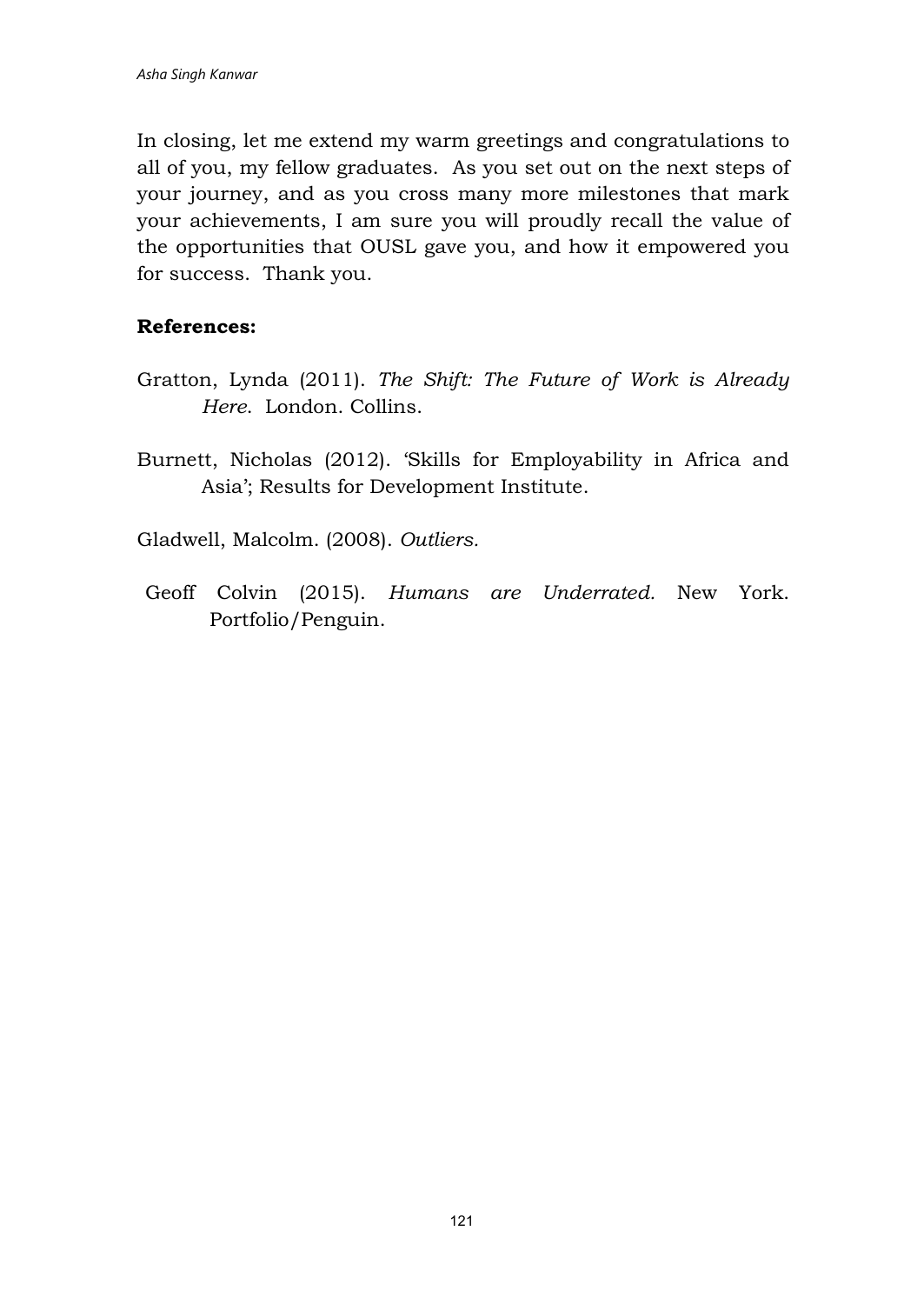In closing, let me extend my warm greetings and congratulations to all of you, my fellow graduates. As you set out on the next steps of your journey, and as you cross many more milestones that mark your achievements, I am sure you will proudly recall the value of the opportunities that OUSL gave you, and how it empowered you for success. Thank you.

**References:**

Gratton, Lynda (2011). *The Shift: The Future of Work is Already Here*. London. Collins.

Burnett, Nicholas (2012). 'Skills for Employability in Africa and Asia'; Results for Development Institute.

Gladwell, Malcolm. (2008). *Outliers.*

Geoff Colvin (2015). *Humans are Underrated.* New York. Portfolio/Penguin.